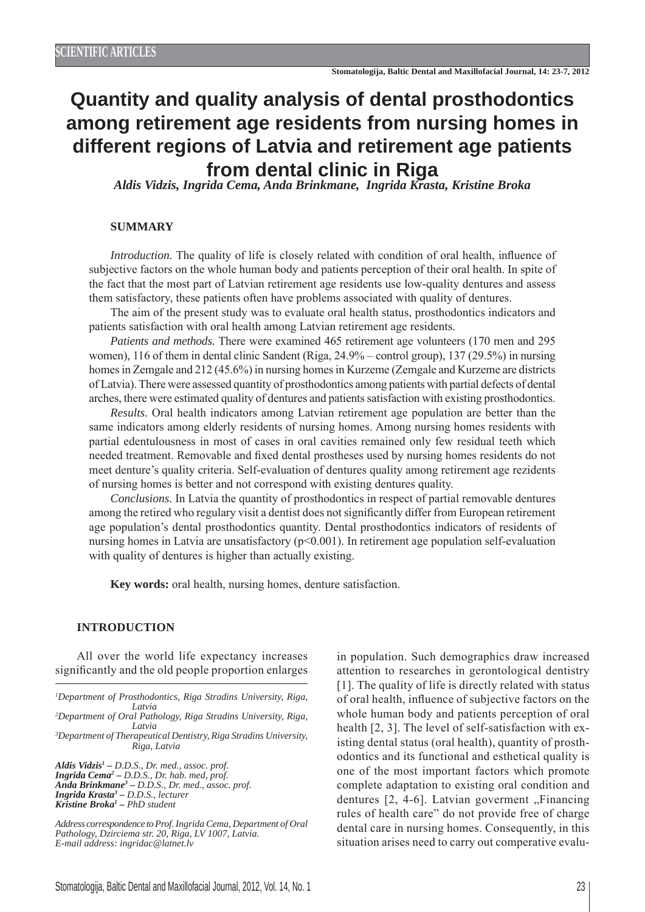SCIENTIFIC ARTICLES

# Quantity and quality analysis of dental prosthodontics among retirement age residents from nursing homes in different regions of Latvia and retirement age patients from dental clinic in Riga

*Aldis Vidzis, Ingrida Cema, Anda Brinkmane, Ingrida Krasta, Kristine Broka*

### SUMMARY

*Introduction.* The quality of life is closely related with condition of oral health, influence of subjective factors on the whole human body and patients perception of their oral health. In spite of the fact that the most part of Latvian retirement age residents use low-quality dentures and assess them satisfactory, these patients often have problems associated with quality of dentures.

The aim of the present study was to evaluate oral health status, prosthodontics indicators and patients satisfaction with oral health among Latvian retirement age residents.

*Patients and methods.* There were examined 465 retirement age volunteers (170 men and 295 women), 116 of them in dental clinic Sandent (Riga, 24.9% – control group), 137 (29.5%) in nursing homes in Zemgale and 212 (45.6%) in nursing homes in Kurzeme (Zemgale and Kurzeme are districts of Latvia). There were assessed quantity of prosthodontics among patients with partial defects of dental arches, there were estimated quality of dentures and patients satisfaction with existing prosthodontics.

*Results.* Oral health indicators among Latvian retirement age population are better than the same indicators among elderly residents of nursing homes. Among nursing homes residents with partial edentulousness in most of cases in oral cavities remained only few residual teeth which needed treatment. Removable and fixed dental prostheses used by nursing homes residents do not meet denture's quality criteria. Self-evaluation of dentures quality among retirement age rezidents of nursing homes is better and not correspond with existing dentures quality.

*Conclusions.* In Latvia the quantity of prosthodontics in respect of partial removable dentures among the retired who regulary visit a dentist does not significantly differ from European retirement age population's dental prosthodontics quantity. Dental prosthodontics indicators of residents of nursing homes in Latvia are unsatisfactory ($p<0.001$). In retirement age population self-evaluation with quality of dentures is higher than actually existing.

**Key words:** oral health, nursing homes, denture satisfaction.

### INTRODUCTION

All over the world life expectancy increases significantly and the old people proportion enlarges in population. Such demographics draw increased attention to researches in gerontological dentistry [1]. The quality of life is directly related with status of oral health, influence of subjective factors on the whole human body and patients perception of oral health [2, 3]. The level of self-satisfaction with existing dental status (oral health), quantity of prosthodontics and its functional and esthetical quality is one of the most important factors which promote complete adaptation to existing oral condition and dentures [2, 4-6]. Latvian goverment „Financing rules of health care" do not provide free of charge dental care in nursing homes. Consequently, in this situation arises need to carry out comperative evalu-

[1]Department of Prosthodontics, Riga Stradins University, Riga, Latvia
[2]Department of Oral Pathology, Riga Stradins University, Riga, Latvia
[3]Department of Therapeutical Dentistry, Riga Stradins University, Riga, Latvia

***Aldis Vidzis*[1]** *– D.D.S., Dr. med., assoc. prof.*
***Ingrida Cema*[2]** *– D.D.S., Dr. hab. med, prof.*
***Anda Brinkmane*[3]** *– D.D.S., Dr. med., assoc. prof.*
***Ingrida Krasta*[3]** *– D.D.S., lecturer*
***Kristine Broka*[1]** *– PhD student*

*Address correspondence to Prof. Ingrida Cema, Department of Oral Pathology, Dzirciema str. 20, Riga, LV 1007, Latvia.*
*E-mail address: ingridac@latnet.lv*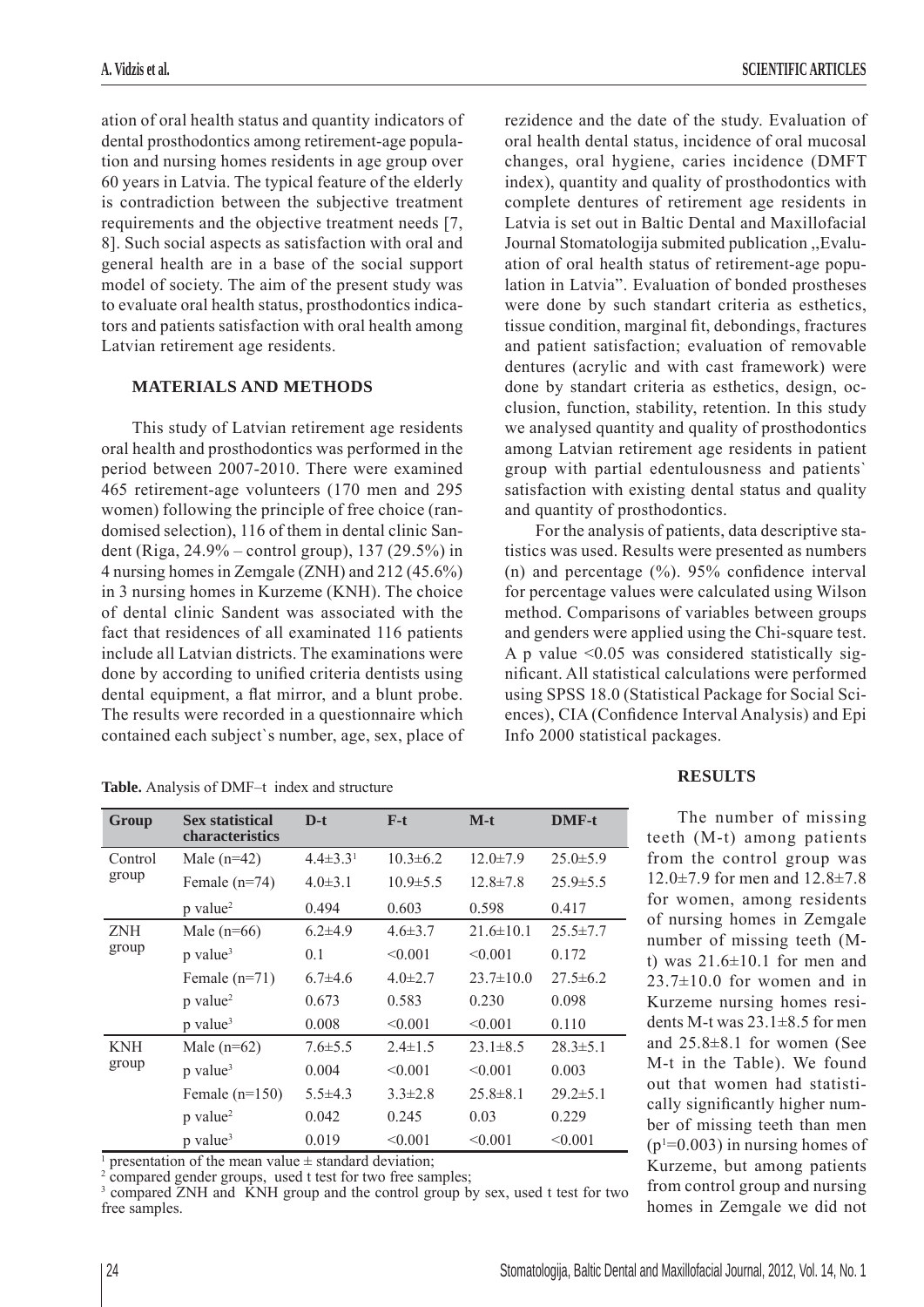ation of oral health status and quantity indicators of dental prosthodontics among retirement-age population and nursing homes residents in age group over 60 years in Latvia. The typical feature of the elderly is contradiction between the subjective treatment requirements and the objective treatment needs [7, 8]. Such social aspects as satisfaction with oral and general health are in a base of the social support model of society. The aim of the present study was to evaluate oral health status, prosthodontics indicators and patients satisfaction with oral health among Latvian retirement age residents.

## MATERIALS AND METHODS

This study of Latvian retirement age residents oral health and prosthodontics was performed in the period between 2007-2010. There were examined 465 retirement-age volunteers (170 men and 295 women) following the principle of free choice (randomised selection), 116 of them in dental clinic Sandent (Riga, 24.9% – control group), 137 (29.5%) in 4 nursing homes in Zemgale (ZNH) and 212 (45.6%) in 3 nursing homes in Kurzeme (KNH). The choice of dental clinic Sandent was associated with the fact that residences of all examinated 116 patients include all Latvian districts. The examinations were done by according to unified criteria dentists using dental equipment, a flat mirror, and a blunt probe. The results were recorded in a questionnaire which contained each subject`s number, age, sex, place of rezidence and the date of the study. Evaluation of oral health dental status, incidence of oral mucosal changes, oral hygiene, caries incidence (DMFT index), quantity and quality of prosthodontics with complete dentures of retirement age residents in Latvia is set out in Baltic Dental and Maxillofacial Journal Stomatologija submited publication ,,Evaluation of oral health status of retirement-age population in Latvia". Evaluation of bonded prostheses were done by such standart criteria as esthetics, tissue condition, marginal fit, debondings, fractures and patient satisfaction; evaluation of removable dentures (acrylic and with cast framework) were done by standart criteria as esthetics, design, occlusion, function, stability, retention. In this study we analysed quantity and quality of prosthodontics among Latvian retirement age residents in patient group with partial edentulousness and patients` satisfaction with existing dental status and quality and quantity of prosthodontics.

For the analysis of patients, data descriptive statistics was used. Results were presented as numbers (n) and percentage (%). 95% confidence interval for percentage values were calculated using Wilson method. Comparisons of variables between groups and genders were applied using the Chi-square test. A p value <0.05 was considered statistically significant. All statistical calculations were performed using SPSS 18.0 (Statistical Package for Social Sciences), CIA (Confidence Interval Analysis) and Epi Info 2000 statistical packages.

**Table.** Analysis of DMF–t index and structure

| Group | Sex statistical characteristics | D-t | F-t | M-t | DMF-t |
|---|---|---|---|---|---|
| Control group | Male (n=42) | 4.4±3.3[1] | 10.3±6.2 | 12.0±7.9 | 25.0±5.9 |
| | Female (n=74) | 4.0±3.1 | 10.9±5.5 | 12.8±7.8 | 25.9±5.5 |
| | p value[2] | 0.494 | 0.603 | 0.598 | 0.417 |
| ZNH group | Male (n=66) | 6.2±4.9 | 4.6±3.7 | 21.6±10.1 | 25.5±7.7 |
| | p value[3] | 0.1 | <0.001 | <0.001 | 0.172 |
| | Female (n=71) | 6.7±4.6 | 4.0±2.7 | 23.7±10.0 | 27.5±6.2 |
| | p value[2] | 0.673 | 0.583 | 0.230 | 0.098 |
| | p value[3] | 0.008 | <0.001 | <0.001 | 0.110 |
| KNH group | Male (n=62) | 7.6±5.5 | 2.4±1.5 | 23.1±8.5 | 28.3±5.1 |
| | p value[3] | 0.004 | <0.001 | <0.001 | 0.003 |
| | Female (n=150) | 5.5±4.3 | 3.3±2.8 | 25.8±8.1 | 29.2±5.1 |
| | p value[2] | 0.042 | 0.245 | 0.03 | 0.229 |
| | p value[3] | 0.019 | <0.001 | <0.001 | <0.001 |

[1] presentation of the mean value ± standard deviation;
[2] compared gender groups, used t test for two free samples;
[3] compared ZNH and KNH group and the control group by sex, used t test for two free samples.

## RESULTS

The number of missing teeth (M-t) among patients from the control group was 12.0±7.9 for men and 12.8±7.8 for women, among residents of nursing homes in Zemgale number of missing teeth (M-t) was 21.6±10.1 for men and 23.7±10.0 for women and in Kurzeme nursing homes residents M-t was 23.1±8.5 for men and 25.8±8.1 for women (See M-t in the Table). We found out that women had statistically significantly higher number of missing teeth than men ($p^1$=0.003) in nursing homes of Kurzeme, but among patients from control group and nursing homes in Zemgale we did not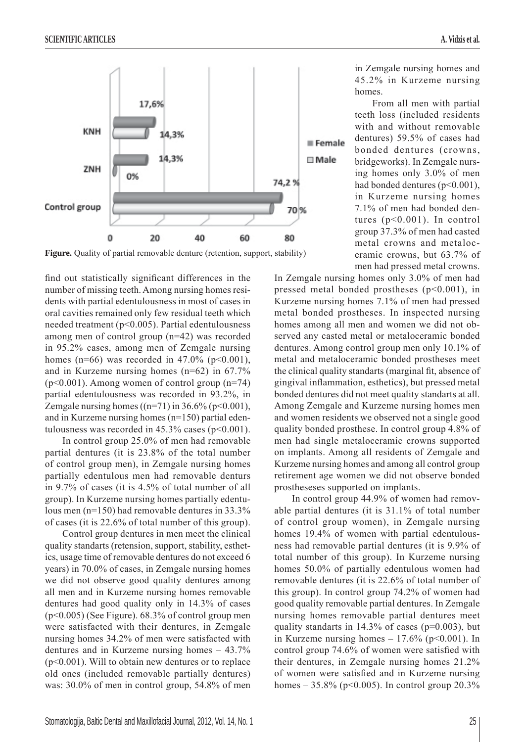**Figure.** Quality of partial removable denture (retention, support, stability)

find out statistically significant differences in the number of missing teeth. Among nursing homes residents with partial edentulousness in most of cases in oral cavities remained only few residual teeth which needed treatment ($p<0.005$). Partial edentulousness among men of control group (n=42) was recorded in 95.2% cases, among men of Zemgale nursing homes (n=66) was recorded in 47.0% ($p<0.001$), and in Kurzeme nursing homes (n=62) in 67.7% ($p<0.001$). Among women of control group (n=74) partial edentulousness was recorded in 93.2%, in Zemgale nursing homes ((n=71) in 36.6% ($p<0.001$), and in Kurzeme nursing homes (n=150) partial edentulousness was recorded in 45.3% cases ($p<0.001$).

In control group 25.0% of men had removable partial dentures (it is 23.8% of the total number of control group men), in Zemgale nursing homes partially edentulous men had removable denturs in 9.7% of cases (it is 4.5% of total number of all group). In Kurzeme nursing homes partially edentulous men (n=150) had removable dentures in 33.3% of cases (it is 22.6% of total number of this group).

Control group dentures in men meet the clinical quality standarts (retension, support, stability, esthetics, usage time of removable dentures do not exceed 6 years) in 70.0% of cases, in Zemgale nursing homes we did not observe good quality dentures among all men and in Kurzeme nursing homes removable dentures had good quality only in 14.3% of cases ($p<0.005$) (See Figure). 68.3% of control group men were satisfacted with their dentures, in Zemgale nursing homes 34.2% of men were satisfacted with dentures and in Kurzeme nursing homes – 43.7% ($p<0.001$). Will to obtain new dentures or to replace old ones (included removable partially dentures) was: 30.0% of men in control group, 54.8% of men in Zemgale nursing homes and 45.2% in Kurzeme nursing homes.

From all men with partial teeth loss (included residents with and without removable dentures) 59.5% of cases had bonded dentures (crowns, bridgeworks). In Zemgale nursing homes only 3.0% of men had bonded dentures ($p<0.001$), in Kurzeme nursing homes 7.1% of men had bonded dentures ($p<0.001$). In control group 37.3% of men had casted metal crowns and metaloceramic crowns, but 63.7% of men had pressed metal crowns. In Zemgale nursing homes only 3.0% of men had pressed metal bonded prostheses ($p<0.001$), in Kurzeme nursing homes 7.1% of men had pressed metal bonded prostheses. In inspected nursing homes among all men and women we did not observed any casted metal or metaloceramic bonded dentures. Among control group men only 10.1% of metal and metaloceramic bonded prostheses meet the clinical quality standarts (marginal fit, absence of gingival inflammation, esthetics), but pressed metal bonded dentures did not meet quality standarts at all. Among Zemgale and Kurzeme nursing homes men and women residents we observed not a single good quality bonded prosthese. In control group 4.8% of men had single metaloceramic crowns supported on implants. Among all residents of Zemgale and Kurzeme nursing homes and among all control group retirement age women we did not observe bonded prostheses supported on implants.

In control group 44.9% of women had removable partial dentures (it is 31.1% of total number of control group women), in Zemgale nursing homes 19.4% of women with partial edentulousness had removable partial dentures (it is 9.9% of total number of this group). In Kurzeme nursing homes 50.0% of partially edentulous women had removable dentures (it is 22.6% of total number of this group). In control group 74.2% of women had good quality removable partial dentures. In Zemgale nursing homes removable partial dentures meet quality standarts in 14.3% of cases ($p=0.003$), but in Kurzeme nursing homes – 17.6% ($p<0.001$). In control group 74.6% of women were satisfied with their dentures, in Zemgale nursing homes 21.2% of women were satisfied and in Kurzeme nursing homes – 35.8% ($p<0.005$). In control group 20.3%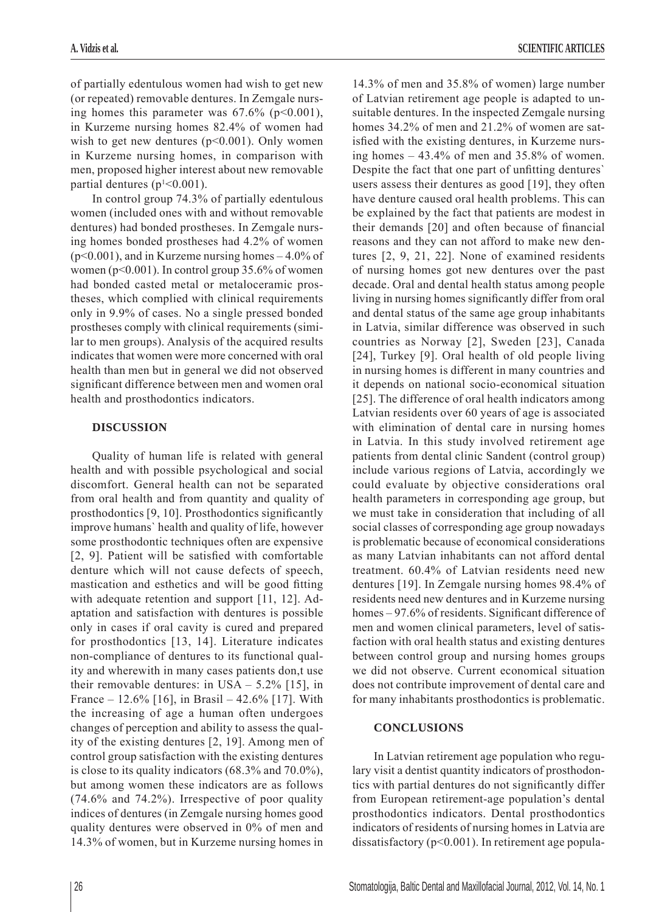of partially edentulous women had wish to get new (or repeated) removable dentures. In Zemgale nursing homes this parameter was 67.6% ($p<0.001$), in Kurzeme nursing homes 82.4% of women had wish to get new dentures ($p<0.001$). Only women in Kurzeme nursing homes, in comparison with men, proposed higher interest about new removable partial dentures ($p^1<0.001$).

In control group 74.3% of partially edentulous women (included ones with and without removable dentures) had bonded prostheses. In Zemgale nursing homes bonded prostheses had 4.2% of women ($p<0.001$), and in Kurzeme nursing homes – 4.0% of women ($p<0.001$). In control group 35.6% of women had bonded casted metal or metaloceramic prostheses, which complied with clinical requirements only in 9.9% of cases. No a single pressed bonded prostheses comply with clinical requirements (similar to men groups). Analysis of the acquired results indicates that women were more concerned with oral health than men but in general we did not observed significant difference between men and women oral health and prosthodontics indicators.

## DISCUSSION

Quality of human life is related with general health and with possible psychological and social discomfort. General health can not be separated from oral health and from quantity and quality of prosthodontics [9, 10]. Prosthodontics significantly improve humans` health and quality of life, however some prosthodontic techniques often are expensive [2, 9]. Patient will be satisfied with comfortable denture which will not cause defects of speech, mastication and esthetics and will be good fitting with adequate retention and support [11, 12]. Adaptation and satisfaction with dentures is possible only in cases if oral cavity is cured and prepared for prosthodontics [13, 14]. Literature indicates non-compliance of dentures to its functional quality and wherewith in many cases patients don,t use their removable dentures: in USA – 5.2% [15], in France – 12.6% [16], in Brasil – 42.6% [17]. With the increasing of age a human often undergoes changes of perception and ability to assess the quality of the existing dentures [2, 19]. Among men of control group satisfaction with the existing dentures is close to its quality indicators (68.3% and 70.0%), but among women these indicators are as follows (74.6% and 74.2%). Irrespective of poor quality indices of dentures (in Zemgale nursing homes good quality dentures were observed in 0% of men and 14.3% of women, but in Kurzeme nursing homes in 14.3% of men and 35.8% of women) large number of Latvian retirement age people is adapted to unsuitable dentures. In the inspected Zemgale nursing homes 34.2% of men and 21.2% of women are satisfied with the existing dentures, in Kurzeme nursing homes – 43.4% of men and 35.8% of women. Despite the fact that one part of unfitting dentures` users assess their dentures as good [19], they often have denture caused oral health problems. This can be explained by the fact that patients are modest in their demands [20] and often because of financial reasons and they can not afford to make new dentures [2, 9, 21, 22]. None of examined residents of nursing homes got new dentures over the past decade. Oral and dental health status among people living in nursing homes significantly differ from oral and dental status of the same age group inhabitants in Latvia, similar difference was observed in such countries as Norway [2], Sweden [23], Canada [24], Turkey [9]. Oral health of old people living in nursing homes is different in many countries and it depends on national socio-economical situation [25]. The difference of oral health indicators among Latvian residents over 60 years of age is associated with elimination of dental care in nursing homes in Latvia. In this study involved retirement age patients from dental clinic Sandent (control group) include various regions of Latvia, accordingly we could evaluate by objective considerations oral health parameters in corresponding age group, but we must take in consideration that including of all social classes of corresponding age group nowadays is problematic because of economical considerations as many Latvian inhabitants can not afford dental treatment. 60.4% of Latvian residents need new dentures [19]. In Zemgale nursing homes 98.4% of residents need new dentures and in Kurzeme nursing homes – 97.6% of residents. Significant difference of men and women clinical parameters, level of satisfaction with oral health status and existing dentures between control group and nursing homes groups we did not observe. Current economical situation does not contribute improvement of dental care and for many inhabitants prosthodontics is problematic.

## CONCLUSIONS

In Latvian retirement age population who regulary visit a dentist quantity indicators of prosthodontics with partial dentures do not significantly differ from European retirement-age population's dental prosthodontics indicators. Dental prosthodontics indicators of residents of nursing homes in Latvia are dissatisfactory ($p<0.001$). In retirement age popula-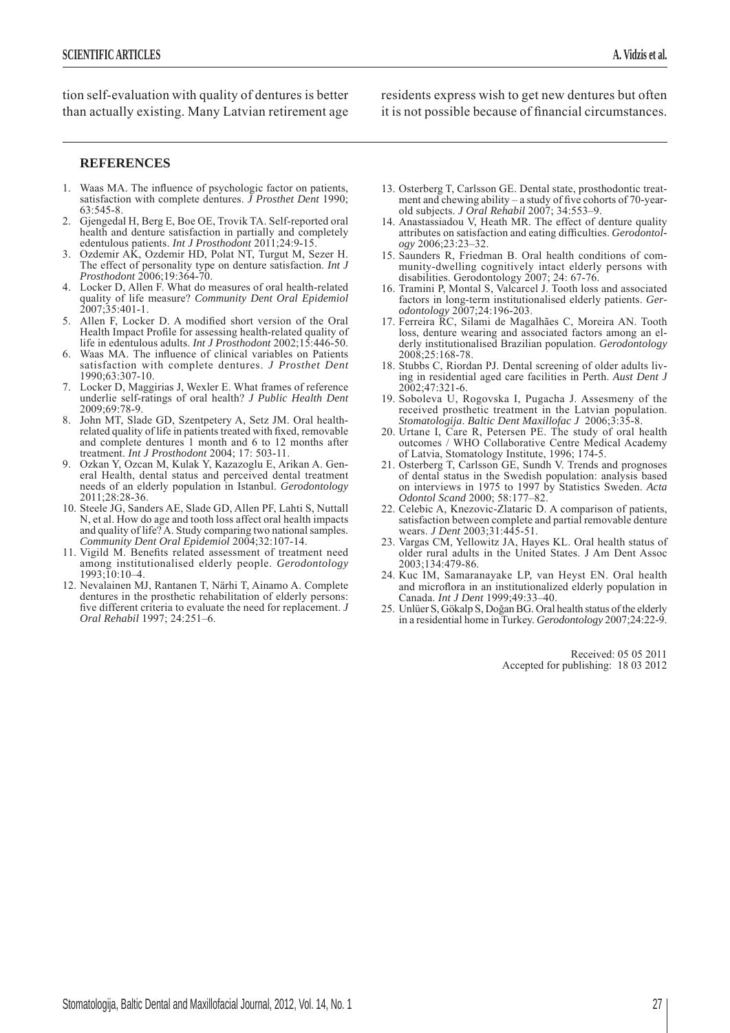tion self-evaluation with quality of dentures is better than actually existing. Many Latvian retirement age residents express wish to get new dentures but often it is not possible because of financial circumstances.

## REFERENCES

1. Waas MA. The influence of psychologic factor on patients, satisfaction with complete dentures. *J Prosthet Dent* 1990; 63:545-8.
2. Gjengedal H, Berg E, Boe OE, Trovik TA. Self-reported oral health and denture satisfaction in partially and completely edentulous patients. *Int J Prosthodont* 2011;24:9-15.
3. Ozdemir AK, Ozdemir HD, Polat NT, Turgut M, Sezer H. The effect of personality type on denture satisfaction. *Int J Prosthodont* 2006;19:364-70.
4. Locker D, Allen F. What do measures of oral health-related quality of life measure? *Community Dent Oral Epidemiol* 2007;35:401-1.
5. Allen F, Locker D. A modified short version of the Oral Health Impact Profile for assessing health-related quality of life in edentulous adults. *Int J Prosthodont* 2002;15:446-50.
6. Waas MA. The influence of clinical variables on Patients satisfaction with complete dentures. *J Prosthet Dent* 1990;63:307-10.
7. Locker D, Maggirias J, Wexler E. What frames of reference underlie self-ratings of oral health? *J Public Health Dent* 2009;69:78-9.
8. John MT, Slade GD, Szentpetery A, Setz JM. Oral health-related quality of life in patients treated with fixed, removable and complete dentures 1 month and 6 to 12 months after treatment. *Int J Prosthodont* 2004; 17: 503-11.
9. Ozkan Y, Ozcan M, Kulak Y, Kazazoglu E, Arikan A. General Health, dental status and perceived dental treatment needs of an elderly population in Istanbul. *Gerodontology* 2011;28:28-36.
10. Steele JG, Sanders AE, Slade GD, Allen PF, Lahti S, Nuttall N, et al. How do age and tooth loss affect oral health impacts and quality of life? A. Study comparing two national samples. *Community Dent Oral Epidemiol* 2004;32:107-14.
11. Vigild M. Benefits related assessment of treatment need among institutionalised elderly people. *Gerodontology* 1993;10:10–4.
12. Nevalainen MJ, Rantanen T, Närhi T, Ainamo A. Complete dentures in the prosthetic rehabilitation of elderly persons: five different criteria to evaluate the need for replacement. *J Oral Rehabil* 1997; 24:251–6.
13. Osterberg T, Carlsson GE. Dental state, prosthodontic treatment and chewing ability – a study of five cohorts of 70-year-old subjects. *J Oral Rehabil* 2007; 34:553–9.
14. Anastassiadou V, Heath MR. The effect of denture quality attributes on satisfaction and eating difficulties. *Gerodontology* 2006;23:23–32.
15. Saunders R, Friedman B. Oral health conditions of community-dwelling cognitively intact elderly persons with disabilities. Gerodontology 2007; 24: 67-76.
16. Tramini P, Montal S, Valcarcel J. Tooth loss and associated factors in long-term institutionalised elderly patients. *Gerodontology* 2007;24:196-203.
17. Ferreira RC, Silami de Magalhães C, Moreira AN. Tooth loss, denture wearing and associated factors among an elderly institutionalised Brazilian population. *Gerodontology* 2008;25:168-78.
18. Stubbs C, Riordan PJ. Dental screening of older adults living in residential aged care facilities in Perth. *Aust Dent J* 2002;47:321-6.
19. Soboleva U, Rogovska I, Pugacha J. Assesmeny of the received prosthetic treatment in the Latvian population. *Stomatologija. Baltic Dent Maxillofac J* 2006;3:35-8.
20. Urtane I, Care R, Petersen PE. The study of oral health outcomes / WHO Collaborative Centre Medical Academy of Latvia, Stomatology Institute, 1996; 174-5.
21. Osterberg T, Carlsson GE, Sundh V. Trends and prognoses of dental status in the Swedish population: analysis based on interviews in 1975 to 1997 by Statistics Sweden. *Acta Odontol Scand* 2000; 58:177–82.
22. Celebic A, Knezovic-Zlataric D. A comparison of patients, satisfaction between complete and partial removable denture wears. *J Dent* 2003;31:445-51.
23. Vargas CM, Yellowitz JA, Hayes KL. Oral health status of older rural adults in the United States. J Am Dent Assoc 2003;134:479-86.
24. Kuc IM, Samaranayake LP, van Heyst EN. Oral health and microflora in an institutionalized elderly population in Canada. *Int J Dent* 1999;49:33–40.
25. Unlüer S, Gökalp S, Doğan BG. Oral health status of the elderly in a residential home in Turkey. *Gerodontology* 2007;24:22-9.

Received: 05 05 2011
Accepted for publishing: 18 03 2012